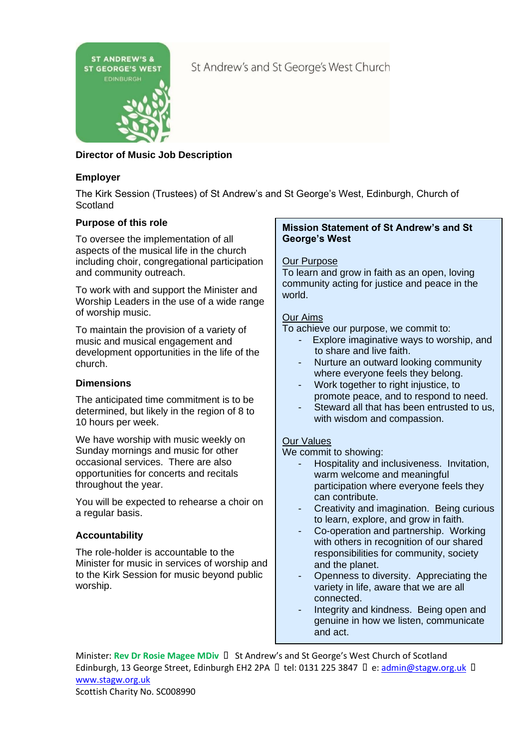St Andrew's and St George's West Church

# Director of Music Job Description

## Employer

The Kirk Session (Trustees) of St Andrew's and St George's West, Edinburgh, Church of Scotland

## Purpose of this role

To oversee the implementation of all aspects of the musical life in the church including choir, congregational participation and community outreach.

To work with and support the Minister and Worship Leaders in the use of a wide range of worship music.

To maintain the provision of a variety of music and musical engagement and development opportunities in the life of the church.

## Dimensions

The anticipated time commitment is to be determined, but likely in the region of 8 to 10 hours per week.

We have worship with music weekly on Sunday mornings and music for other occasional services. There are also opportunities for concerts and recitals throughout the year.

You will be expected to rehearse a choir on a regular basis.

## Accountability

The role-holder is accountable to the Minister for music in services of worship and to the Kirk Session for music beyond public worship.

## Mission Statement of St Andrew's and St George's West

Our Purpose

To learn and grow in faith as an open, loving community acting for justice and peace in the world.

Our Aims

To achieve our purpose, we commit to:

- Explore imaginative ways to worship, and to share and live faith.
- Nurture an outward looking community where everyone feels they belong.
- Work together to right injustice, to promote peace, and to respond to need.
- Steward all that has been entrusted to us, with wisdom and compassion.

Our Values

We commit to showing:

- Hospitality and inclusiveness. Invitation, warm welcome and meaningful participation where everyone feels they can contribute.
- Creativity and imagination. Being curious to learn, explore, and grow in faith.
- Co-operation and partnership. Working with others in recognition of our shared responsibilities for community, society and the planet.
- Openness to diversity. Appreciating the variety in life, aware that we are all connected.
- Integrity and kindness. Being open and genuine in how we listen, communicate and act.

Minister: **Rev Dr Rosie Magee MDiv** St Andrew's and St George's West Church of Scotland Edinburgh, 13 George Street, Edinburgh EH2 2PA tel: 0131 225 3847 e: admin@stagw.org.uk www.stagw.org.uk

Scottish Charity No. SC008990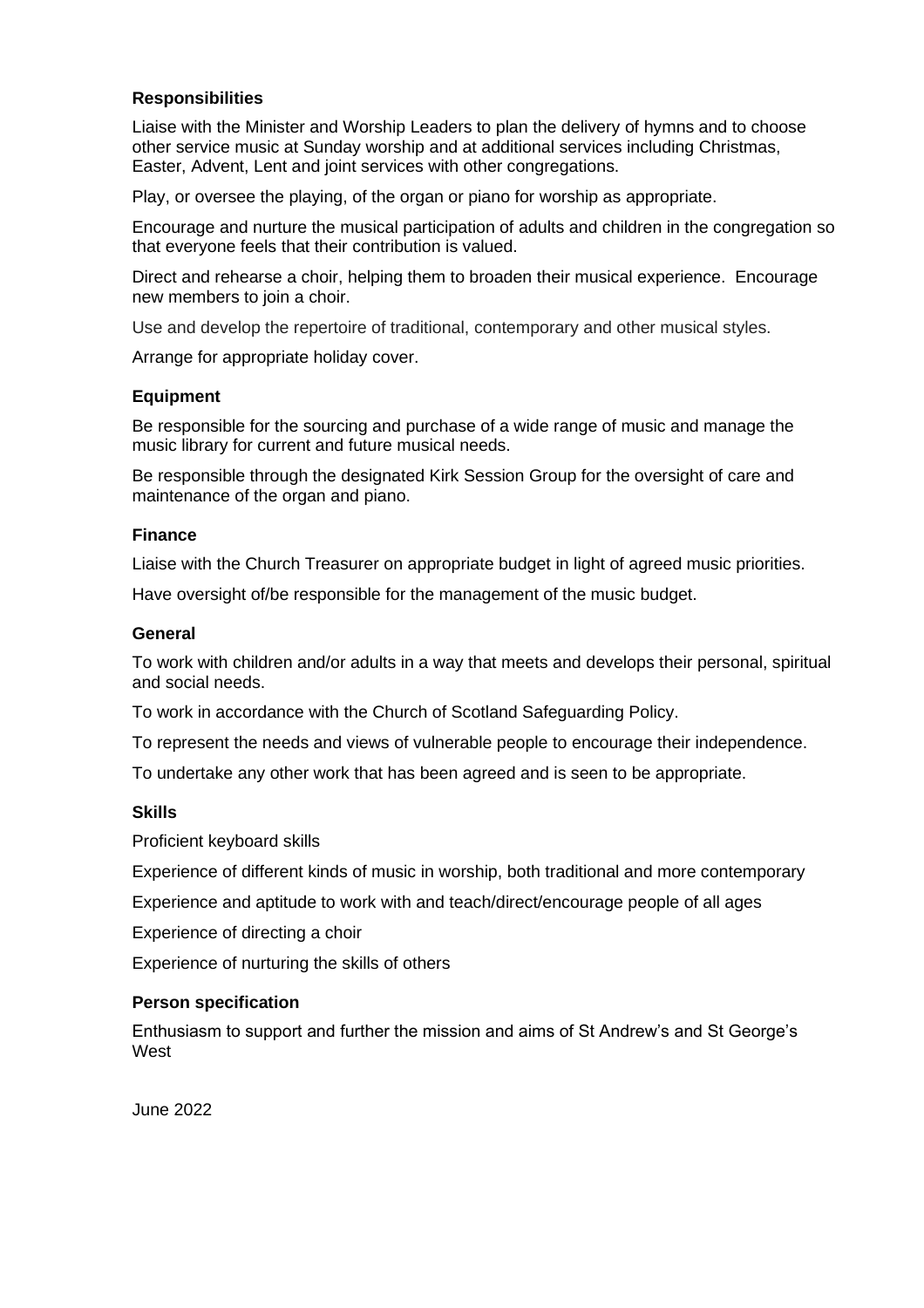## Responsibilities

Liaise with the Minister and Worship Leaders to plan the delivery of hymns and to choose other service music at Sunday worship and at additional services including Christmas, Easter, Advent, Lent and joint services with other congregations.

Play, or oversee the playing, of the organ or piano for worship as appropriate.

Encourage and nurture the musical participation of adults and children in the congregation so that everyone feels that their contribution is valued.

Direct and rehearse a choir, helping them to broaden their musical experience. Encourage new members to join a choir.

Use and develop the repertoire of traditional, contemporary and other musical styles.

Arrange for appropriate holiday cover.

## Equipment

Be responsible for the sourcing and purchase of a wide range of music and manage the music library for current and future musical needs.

Be responsible through the designated Kirk Session Group for the oversight of care and maintenance of the organ and piano.

## Finance

Liaise with the Church Treasurer on appropriate budget in light of agreed music priorities.

Have oversight of/be responsible for the management of the music budget.

## General

To work with children and/or adults in a way that meets and develops their personal, spiritual and social needs.

To work in accordance with the Church of Scotland Safeguarding Policy.

To represent the needs and views of vulnerable people to encourage their independence.

To undertake any other work that has been agreed and is seen to be appropriate.

## Skills

Proficient keyboard skills

Experience of different kinds of music in worship, both traditional and more contemporary

Experience and aptitude to work with and teach/direct/encourage people of all ages

Experience of directing a choir

Experience of nurturing the skills of others

## Person specification

Enthusiasm to support and further the mission and aims of St Andrew's and St George's West

June 2022